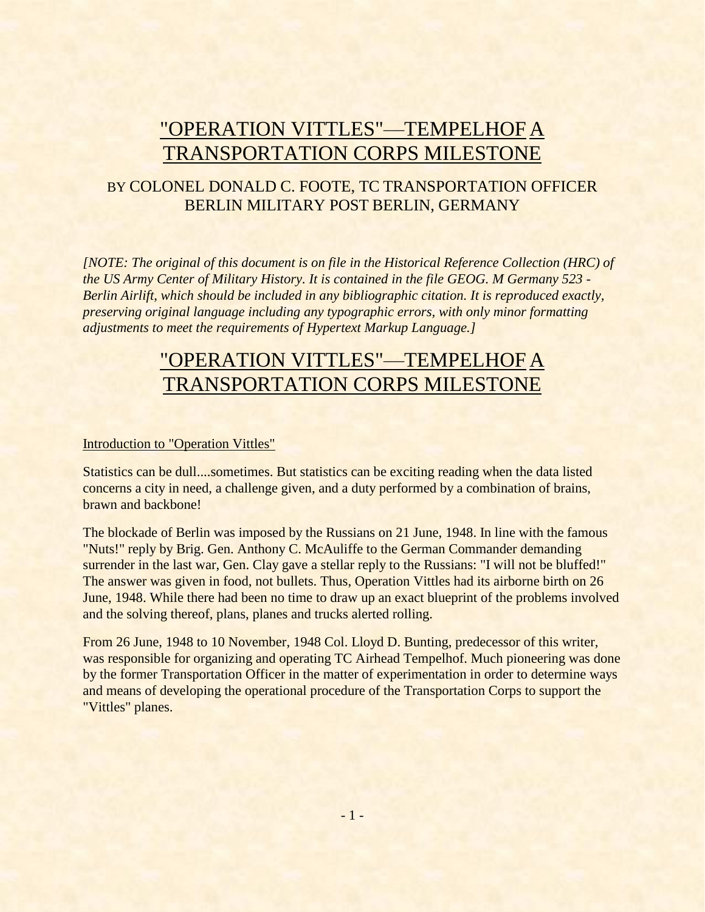# "OPERATION VITTLES"—TEMPELHOF A TRANSPORTATION CORPS MILESTONE

## BY COLONEL DONALD C. FOOTE, TC TRANSPORTATION OFFICER BERLIN MILITARY POST BERLIN, GERMANY

*[NOTE: The original of this document is on file in the Historical Reference Collection (HRC) of the US Army Center of Military History. It is contained in the file GEOG. M Germany 523 - Berlin Airlift, which should be included in any bibliographic citation. It is reproduced exactly, preserving original language including any typographic errors, with only minor formatting adjustments to meet the requirements of Hypertext Markup Language.]*

# "OPERATION VITTLES"—TEMPELHOF A TRANSPORTATION CORPS MILESTONE

### Introduction to "Operation Vittles"

Statistics can be dull....sometimes. But statistics can be exciting reading when the data listed concerns a city in need, a challenge given, and a duty performed by a combination of brains, brawn and backbone!

The blockade of Berlin was imposed by the Russians on 21 June, 1948. In line with the famous "Nuts!" reply by Brig. Gen. Anthony C. McAuliffe to the German Commander demanding surrender in the last war, Gen. Clay gave a stellar reply to the Russians: "I will not be bluffed!" The answer was given in food, not bullets. Thus, Operation Vittles had its airborne birth on 26 June, 1948. While there had been no time to draw up an exact blueprint of the problems involved and the solving thereof, plans, planes and trucks alerted rolling.

From 26 June, 1948 to 10 November, 1948 Col. Lloyd D. Bunting, predecessor of this writer, was responsible for organizing and operating TC Airhead Tempelhof. Much pioneering was done by the former Transportation Officer in the matter of experimentation in order to determine ways and means of developing the operational procedure of the Transportation Corps to support the "Vittles" planes.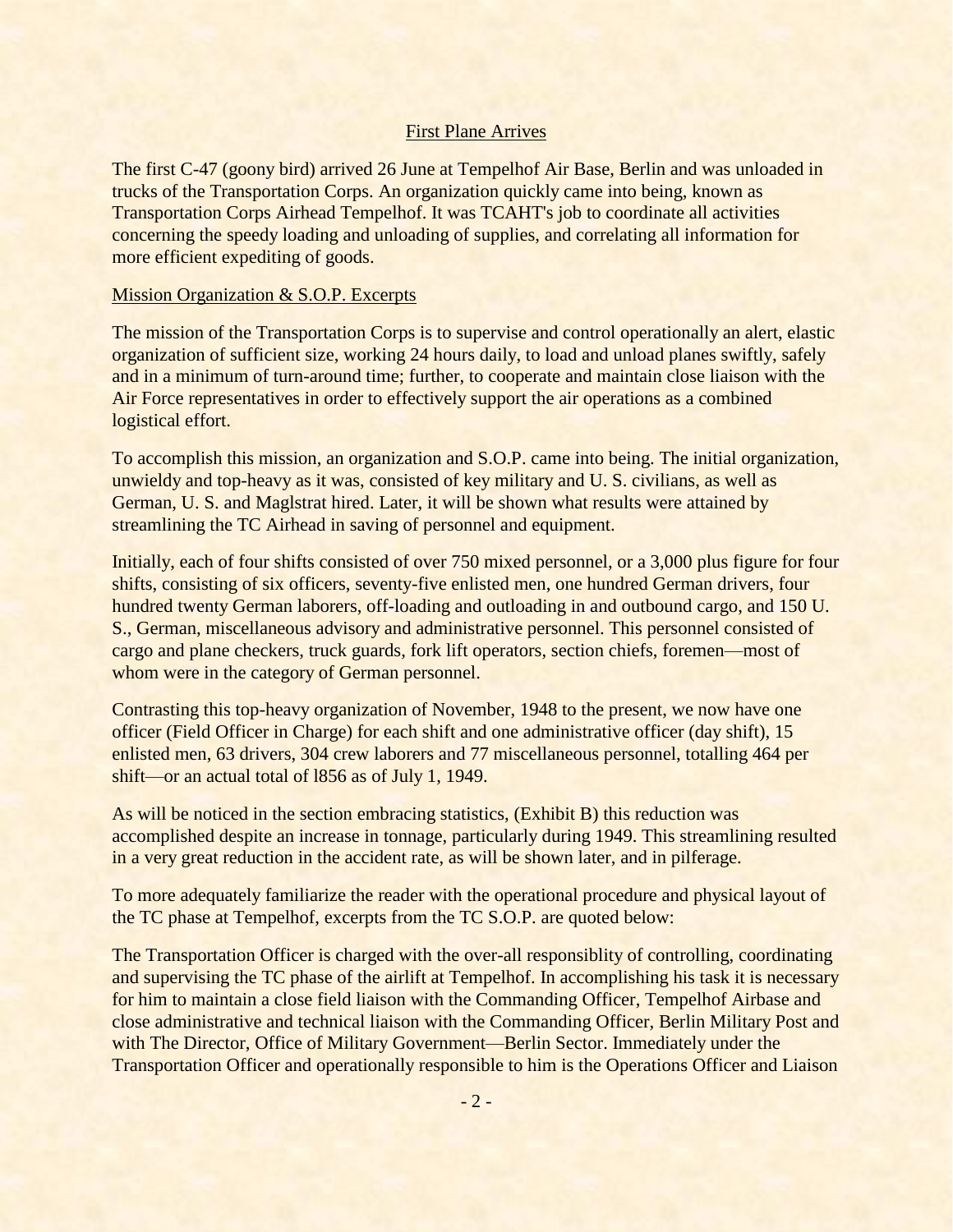<u>First Plane Arrives</u>

The first C-47 (goony bird) arrived 26 June at Tempelhof Air Base, Berlin and was unloaded in trucks of the Transportation Corps. An organization quickly came into being, known as Transportation Corps Airhead Tempelhof. It was TCAHT's job to coordinate all activities concerning the speedy loading and unloading of supplies, and correlating all information for more efficient expediting of goods.

<u>Mission Organization & S.O.P. Excerpts</u>

The mission of the Transportation Corps is to supervise and control operationally an alert, elastic organization of sufficient size, working 24 hours daily, to load and unload planes swiftly, safely and in a minimum of turn-around time; further, to cooperate and maintain close liaison with the Air Force representatives in order to effectively support the air operations as a combined logistical effort.

To accomplish this mission, an organization and S.O.P. came into being. The initial organization, unwieldy and top-heavy as it was, consisted of key military and U. S. civilians, as well as German, U. S. and Maglstrat hired. Later, it will be shown what results were attained by streamlining the TC Airhead in saving of personnel and equipment.

Initially, each of four shifts consisted of over 750 mixed personnel, or a 3,000 plus figure for four shifts, consisting of six officers, seventy-five enlisted men, one hundred German drivers, four hundred twenty German laborers, off-loading and outloading in and outbound cargo, and 150 U. S., German, miscellaneous advisory and administrative personnel. This personnel consisted of cargo and plane checkers, truck guards, fork lift operators, section chiefs, foremen—most of whom were in the category of German personnel.

Contrasting this top-heavy organization of November, 1948 to the present, we now have one officer (Field Officer in Charge) for each shift and one administrative officer (day shift), 15 enlisted men, 63 drivers, 304 crew laborers and 77 miscellaneous personnel, totalling 464 per shift—or an actual total of l856 as of July 1, 1949.

As will be noticed in the section embracing statistics, (Exhibit B) this reduction was accomplished despite an increase in tonnage, particularly during 1949. This streamlining resulted in a very great reduction in the accident rate, as will be shown later, and in pilferage.

To more adequately familiarize the reader with the operational procedure and physical layout of the TC phase at Tempelhof, excerpts from the TC S.O.P. are quoted below:

The Transportation Officer is charged with the over-all responsiblity of controlling, coordinating and supervising the TC phase of the airlift at Tempelhof. In accomplishing his task it is necessary for him to maintain a close field liaison with the Commanding Officer, Tempelhof Airbase and close administrative and technical liaison with the Commanding Officer, Berlin Military Post and with The Director, Office of Military Government—Berlin Sector. Immediately under the Transportation Officer and operationally responsible to him is the Operations Officer and Liaison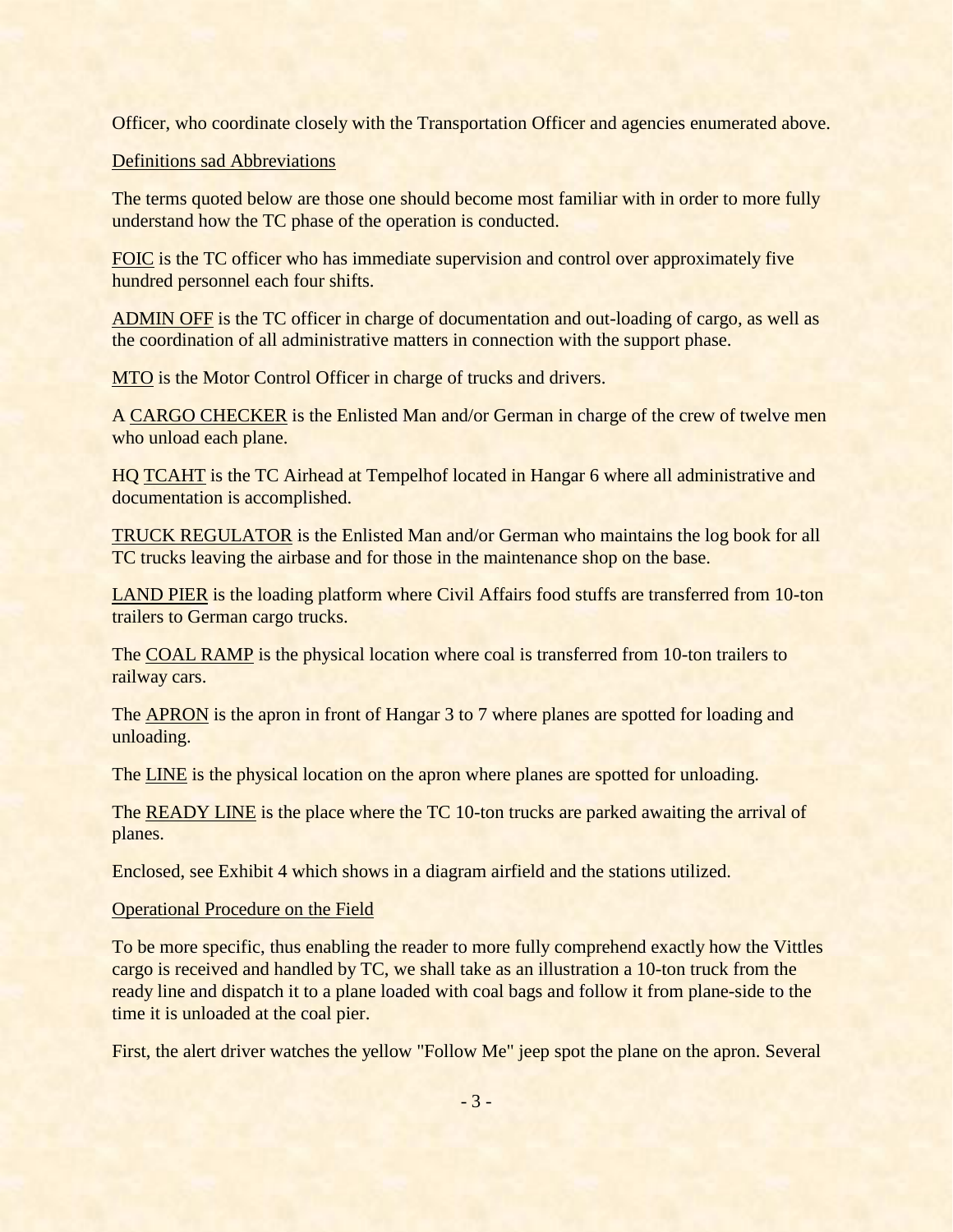Officer, who coordinate closely with the Transportation Officer and agencies enumerated above.

Definitions sad Abbreviations

The terms quoted below are those one should become most familiar with in order to more fully understand how the TC phase of the operation is conducted.

FOIC is the TC officer who has immediate supervision and control over approximately five hundred personnel each four shifts.

ADMIN OFF is the TC officer in charge of documentation and out-loading of cargo, as well as the coordination of all administrative matters in connection with the support phase.

MTO is the Motor Control Officer in charge of trucks and drivers.

A CARGO CHECKER is the Enlisted Man and/or German in charge of the crew of twelve men who unload each plane.

HQ TCAHT is the TC Airhead at Tempelhof located in Hangar 6 where all administrative and documentation is accomplished.

TRUCK REGULATOR is the Enlisted Man and/or German who maintains the log book for all TC trucks leaving the airbase and for those in the maintenance shop on the base.

LAND PIER is the loading platform where Civil Affairs food stuffs are transferred from 10-ton trailers to German cargo trucks.

The COAL RAMP is the physical location where coal is transferred from 10-ton trailers to railway cars.

The APRON is the apron in front of Hangar 3 to 7 where planes are spotted for loading and unloading.

The LINE is the physical location on the apron where planes are spotted for unloading.

The READY LINE is the place where the TC 10-ton trucks are parked awaiting the arrival of planes.

Enclosed, see Exhibit 4 which shows in a diagram airfield and the stations utilized.

Operational Procedure on the Field

To be more specific, thus enabling the reader to more fully comprehend exactly how the Vittles cargo is received and handled by TC, we shall take as an illustration a 10-ton truck from the ready line and dispatch it to a plane loaded with coal bags and follow it from plane-side to the time it is unloaded at the coal pier.

First, the alert driver watches the yellow "Follow Me" jeep spot the plane on the apron. Several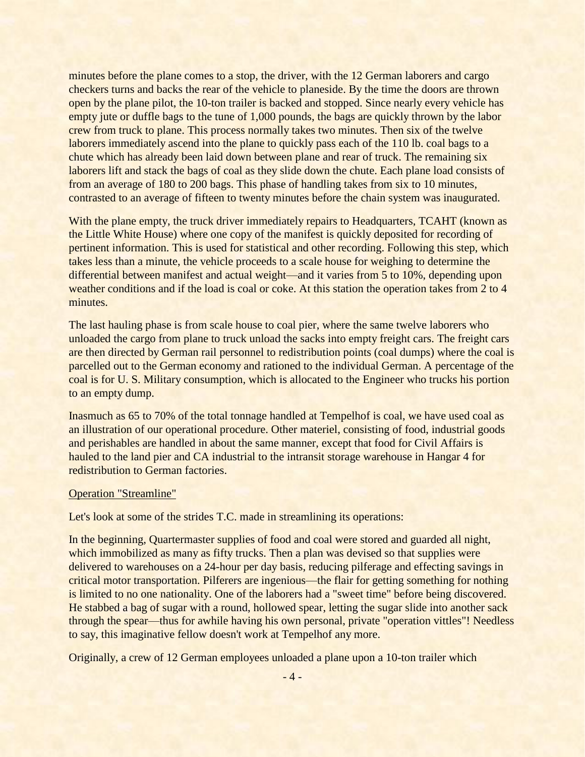minutes before the plane comes to a stop, the driver, with the 12 German laborers and cargo checkers turns and backs the rear of the vehicle to planeside. By the time the doors are thrown open by the plane pilot, the 10-ton trailer is backed and stopped. Since nearly every vehicle has empty jute or duffle bags to the tune of 1,000 pounds, the bags are quickly thrown by the labor crew from truck to plane. This process normally takes two minutes. Then six of the twelve laborers immediately ascend into the plane to quickly pass each of the 110 lb. coal bags to a chute which has already been laid down between plane and rear of truck. The remaining six laborers lift and stack the bags of coal as they slide down the chute. Each plane load consists of from an average of 180 to 200 bags. This phase of handling takes from six to 10 minutes, contrasted to an average of fifteen to twenty minutes before the chain system was inaugurated.

With the plane empty, the truck driver immediately repairs to Headquarters, TCAHT (known as the Little White House) where one copy of the manifest is quickly deposited for recording of pertinent information. This is used for statistical and other recording. Following this step, which takes less than a minute, the vehicle proceeds to a scale house for weighing to determine the differential between manifest and actual weight—and it varies from 5 to 10%, depending upon weather conditions and if the load is coal or coke. At this station the operation takes from 2 to 4 minutes.

The last hauling phase is from scale house to coal pier, where the same twelve laborers who unloaded the cargo from plane to truck unload the sacks into empty freight cars. The freight cars are then directed by German rail personnel to redistribution points (coal dumps) where the coal is parcelled out to the German economy and rationed to the individual German. A percentage of the coal is for U. S. Military consumption, which is allocated to the Engineer who trucks his portion to an empty dump.

Inasmuch as 65 to 70% of the total tonnage handled at Tempelhof is coal, we have used coal as an illustration of our operational procedure. Other materiel, consisting of food, industrial goods and perishables are handled in about the same manner, except that food for Civil Affairs is hauled to the land pier and CA industrial to the intransit storage warehouse in Hangar 4 for redistribution to German factories.

<u>Operation "Streamline"</u>

Let's look at some of the strides T.C. made in streamlining its operations:

In the beginning, Quartermaster supplies of food and coal were stored and guarded all night, which immobilized as many as fifty trucks. Then a plan was devised so that supplies were delivered to warehouses on a 24-hour per day basis, reducing pilferage and effecting savings in critical motor transportation. Pilferers are ingenious—the flair for getting something for nothing is limited to no one nationality. One of the laborers had a "sweet time" before being discovered. He stabbed a bag of sugar with a round, hollowed spear, letting the sugar slide into another sack through the spear—thus for awhile having his own personal, private "operation vittles"! Needless to say, this imaginative fellow doesn't work at Tempelhof any more.

Originally, a crew of 12 German employees unloaded a plane upon a 10-ton trailer which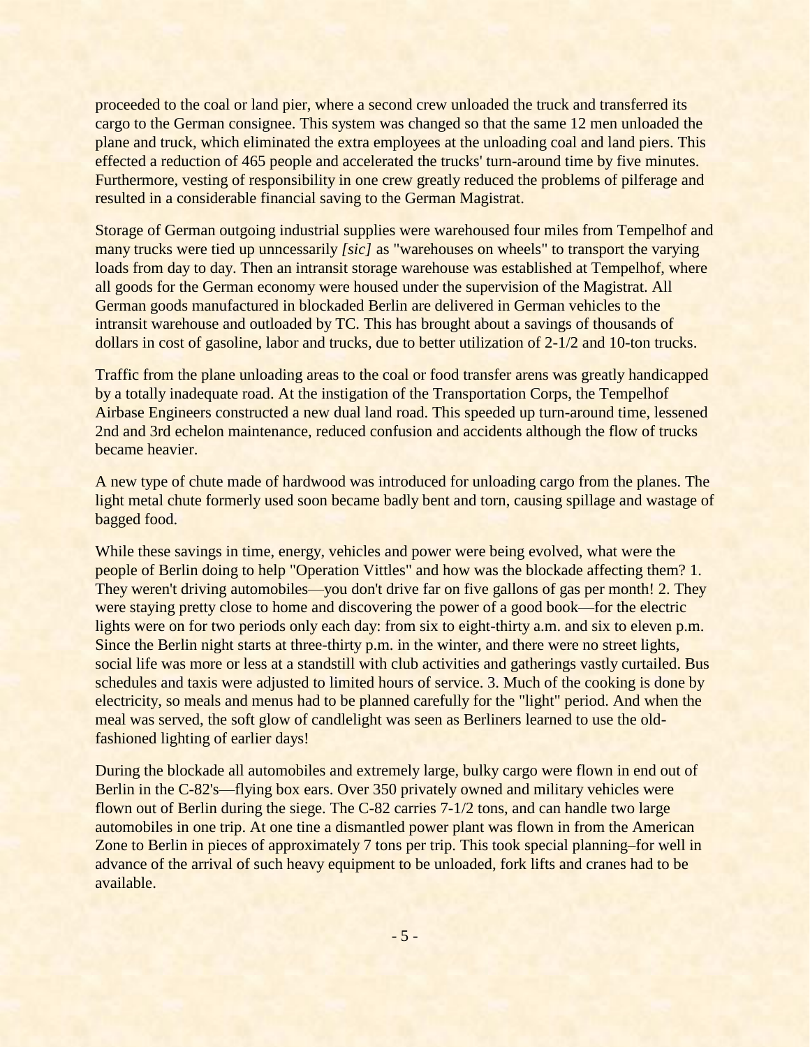proceeded to the coal or land pier, where a second crew unloaded the truck and transferred its cargo to the German consignee. This system was changed so that the same 12 men unloaded the plane and truck, which eliminated the extra employees at the unloading coal and land piers. This effected a reduction of 465 people and accelerated the trucks' turn-around time by five minutes. Furthermore, vesting of responsibility in one crew greatly reduced the problems of pilferage and resulted in a considerable financial saving to the German Magistrat.

Storage of German outgoing industrial supplies were warehoused four miles from Tempelhof and many trucks were tied up unncessarily *[sic]* as "warehouses on wheels" to transport the varying loads from day to day. Then an intransit storage warehouse was established at Tempelhof, where all goods for the German economy were housed under the supervision of the Magistrat. All German goods manufactured in blockaded Berlin are delivered in German vehicles to the intransit warehouse and outloaded by TC. This has brought about a savings of thousands of dollars in cost of gasoline, labor and trucks, due to better utilization of 2-1/2 and 10-ton trucks.

Traffic from the plane unloading areas to the coal or food transfer arens was greatly handicapped by a totally inadequate road. At the instigation of the Transportation Corps, the Tempelhof Airbase Engineers constructed a new dual land road. This speeded up turn-around time, lessened 2nd and 3rd echelon maintenance, reduced confusion and accidents although the flow of trucks became heavier.

A new type of chute made of hardwood was introduced for unloading cargo from the planes. The light metal chute formerly used soon became badly bent and torn, causing spillage and wastage of bagged food.

While these savings in time, energy, vehicles and power were being evolved, what were the people of Berlin doing to help "Operation Vittles" and how was the blockade affecting them? 1. They weren't driving automobiles—you don't drive far on five gallons of gas per month! 2. They were staying pretty close to home and discovering the power of a good book—for the electric lights were on for two periods only each day: from six to eight-thirty a.m. and six to eleven p.m. Since the Berlin night starts at three-thirty p.m. in the winter, and there were no street lights, social life was more or less at a standstill with club activities and gatherings vastly curtailed. Bus schedules and taxis were adjusted to limited hours of service. 3. Much of the cooking is done by electricity, so meals and menus had to be planned carefully for the "light" period. And when the meal was served, the soft glow of candlelight was seen as Berliners learned to use the old-fashioned lighting of earlier days!

During the blockade all automobiles and extremely large, bulky cargo were flown in end out of Berlin in the C-82's—flying box ears. Over 350 privately owned and military vehicles were flown out of Berlin during the siege. The C-82 carries 7-1/2 tons, and can handle two large automobiles in one trip. At one tine a dismantled power plant was flown in from the American Zone to Berlin in pieces of approximately 7 tons per trip. This took special planning–for well in advance of the arrival of such heavy equipment to be unloaded, fork lifts and cranes had to be available.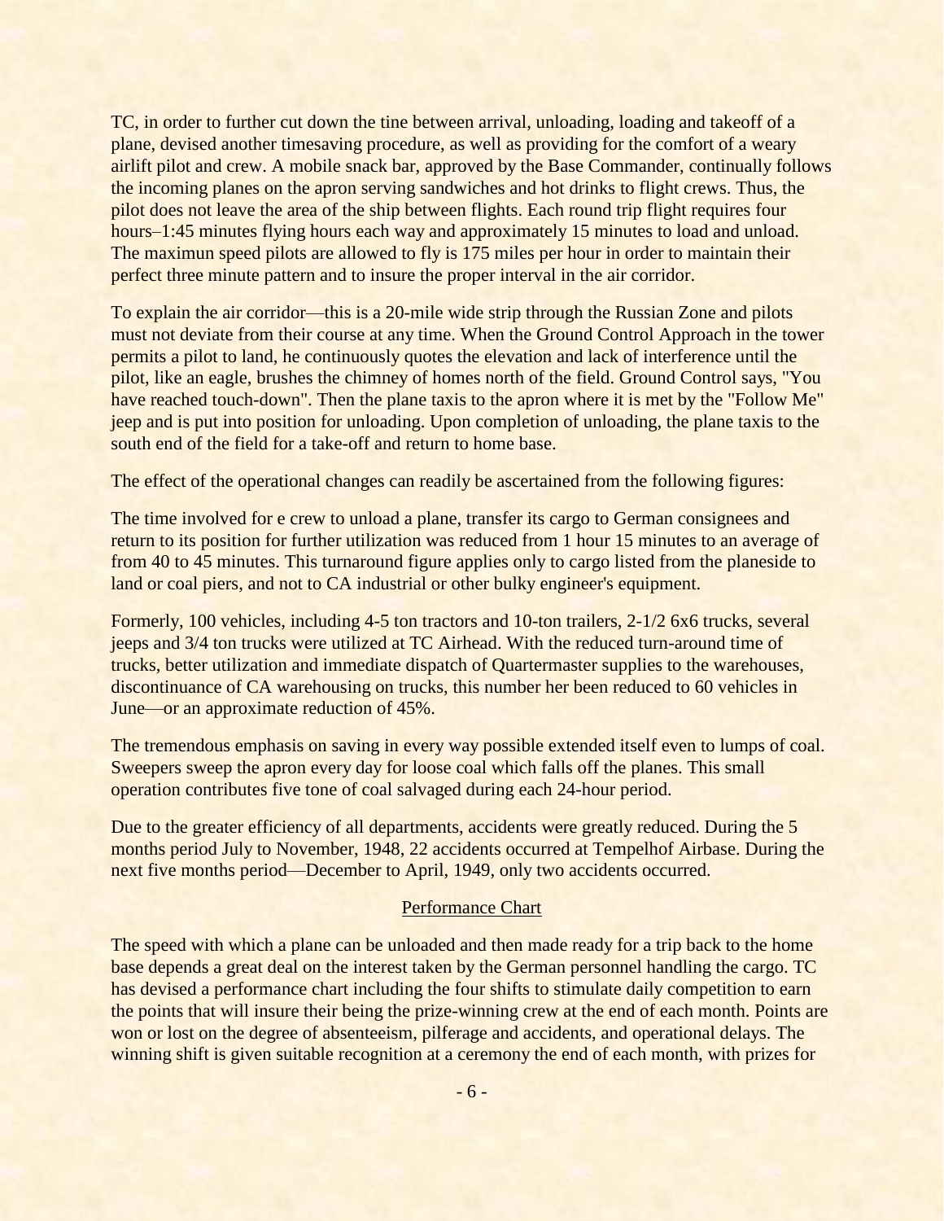TC, in order to further cut down the tine between arrival, unloading, loading and takeoff of a plane, devised another timesaving procedure, as well as providing for the comfort of a weary airlift pilot and crew. A mobile snack bar, approved by the Base Commander, continually follows the incoming planes on the apron serving sandwiches and hot drinks to flight crews. Thus, the pilot does not leave the area of the ship between flights. Each round trip flight requires four hours–1:45 minutes flying hours each way and approximately 15 minutes to load and unload. The maximun speed pilots are allowed to fly is 175 miles per hour in order to maintain their perfect three minute pattern and to insure the proper interval in the air corridor.

To explain the air corridor—this is a 20-mile wide strip through the Russian Zone and pilots must not deviate from their course at any time. When the Ground Control Approach in the tower permits a pilot to land, he continuously quotes the elevation and lack of interference until the pilot, like an eagle, brushes the chimney of homes north of the field. Ground Control says, "You have reached touch-down". Then the plane taxis to the apron where it is met by the "Follow Me" jeep and is put into position for unloading. Upon completion of unloading, the plane taxis to the south end of the field for a take-off and return to home base.

The effect of the operational changes can readily be ascertained from the following figures:

The time involved for e crew to unload a plane, transfer its cargo to German consignees and return to its position for further utilization was reduced from 1 hour 15 minutes to an average of from 40 to 45 minutes. This turnaround figure applies only to cargo listed from the planeside to land or coal piers, and not to CA industrial or other bulky engineer's equipment.

Formerly, 100 vehicles, including 4-5 ton tractors and 10-ton trailers, 2-1/2 6x6 trucks, several jeeps and 3/4 ton trucks were utilized at TC Airhead. With the reduced turn-around time of trucks, better utilization and immediate dispatch of Quartermaster supplies to the warehouses, discontinuance of CA warehousing on trucks, this number her been reduced to 60 vehicles in June—or an approximate reduction of 45%.

The tremendous emphasis on saving in every way possible extended itself even to lumps of coal. Sweepers sweep the apron every day for loose coal which falls off the planes. This small operation contributes five tone of coal salvaged during each 24-hour period.

Due to the greater efficiency of all departments, accidents were greatly reduced. During the 5 months period July to November, 1948, 22 accidents occurred at Tempelhof Airbase. During the next five months period—December to April, 1949, only two accidents occurred.

## Performance Chart

The speed with which a plane can be unloaded and then made ready for a trip back to the home base depends a great deal on the interest taken by the German personnel handling the cargo. TC has devised a performance chart including the four shifts to stimulate daily competition to earn the points that will insure their being the prize-winning crew at the end of each month. Points are won or lost on the degree of absenteeism, pilferage and accidents, and operational delays. The winning shift is given suitable recognition at a ceremony the end of each month, with prizes for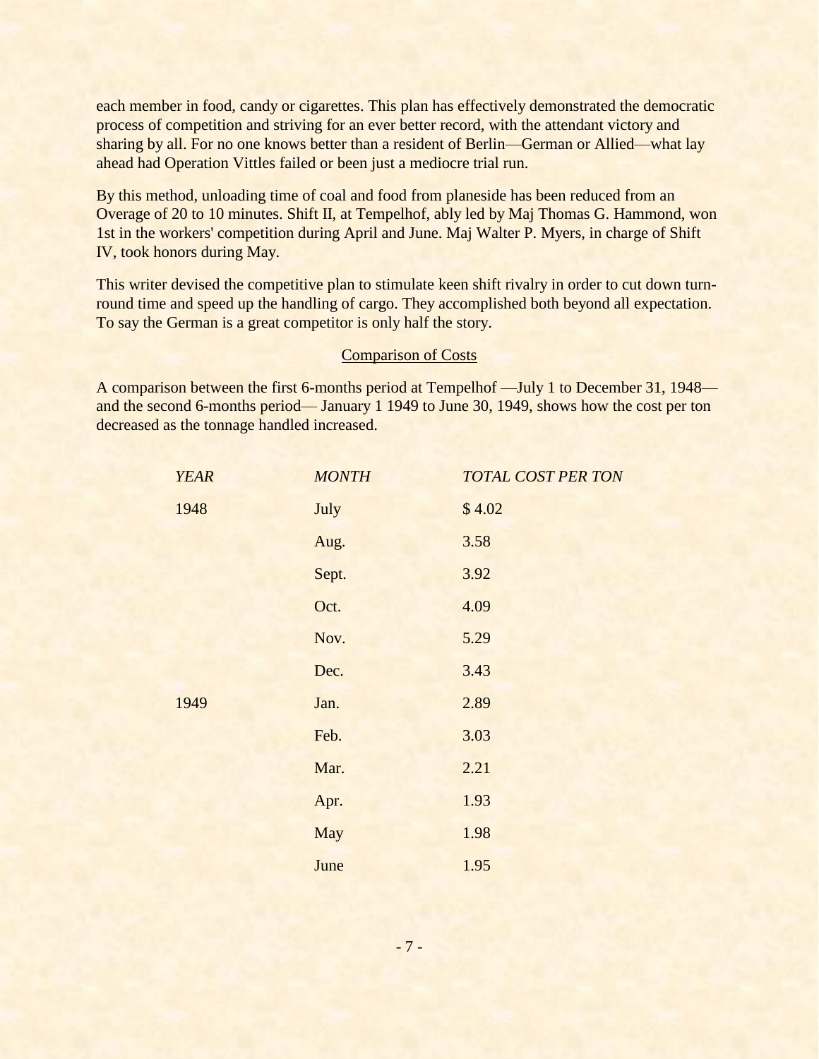each member in food, candy or cigarettes. This plan has effectively demonstrated the democratic process of competition and striving for an ever better record, with the attendant victory and sharing by all. For no one knows better than a resident of Berlin—German or Allied—what lay ahead had Operation Vittles failed or been just a mediocre trial run.

By this method, unloading time of coal and food from planeside has been reduced from an Overage of 20 to 10 minutes. Shift II, at Tempelhof, ably led by Maj Thomas G. Hammond, won 1st in the workers' competition during April and June. Maj Walter P. Myers, in charge of Shift IV, took honors during May.

This writer devised the competitive plan to stimulate keen shift rivalry in order to cut down turn-round time and speed up the handling of cargo. They accomplished both beyond all expectation. To say the German is a great competitor is only half the story.

## Comparison of Costs

A comparison between the first 6-months period at Tempelhof —July 1 to December 31, 1948— and the second 6-months period— January 1 1949 to June 30, 1949, shows how the cost per ton decreased as the tonnage handled increased.

| *YEAR* | *MONTH* | *TOTAL COST PER TON* |
|---|---|---|
| 1948 | July | $ 4.02 |
| | Aug. | 3.58 |
| | Sept. | 3.92 |
| | Oct. | 4.09 |
| | Nov. | 5.29 |
| | Dec. | 3.43 |
| 1949 | Jan. | 2.89 |
| | Feb. | 3.03 |
| | Mar. | 2.21 |
| | Apr. | 1.93 |
| | May | 1.98 |
| | June | 1.95 |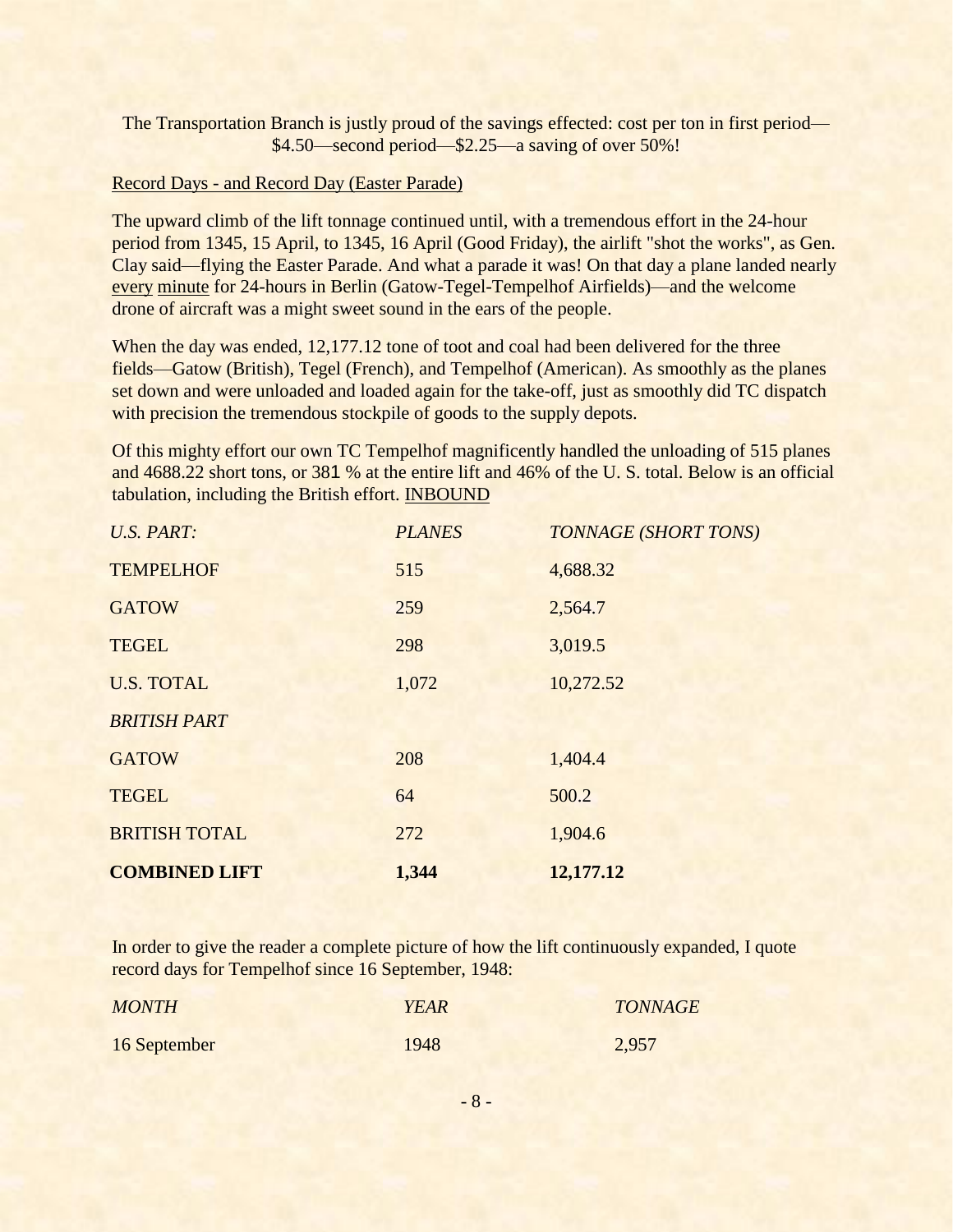The Transportation Branch is justly proud of the savings effected: cost per ton in first period—$4.50—second period—$2.25—a saving of over 50%!

Record Days - and Record Day (Easter Parade)

The upward climb of the lift tonnage continued until, with a tremendous effort in the 24-hour period from 1345, 15 April, to 1345, 16 April (Good Friday), the airlift "shot the works", as Gen. Clay said—flying the Easter Parade. And what a parade it was! On that day a plane landed nearly every minute for 24-hours in Berlin (Gatow-Tegel-Tempelhof Airfields)—and the welcome drone of aircraft was a might sweet sound in the ears of the people.

When the day was ended, 12,177.12 tone of toot and coal had been delivered for the three fields—Gatow (British), Tegel (French), and Tempelhof (American). As smoothly as the planes set down and were unloaded and loaded again for the take-off, just as smoothly did TC dispatch with precision the tremendous stockpile of goods to the supply depots.

Of this mighty effort our own TC Tempelhof magnificently handled the unloading of 515 planes and 4688.22 short tons, or 381 % at the entire lift and 46% of the U. S. total. Below is an official tabulation, including the British effort. INBOUND

| *U.S. PART:* | *PLANES* | *TONNAGE (SHORT TONS)* |
|---|---|---|
| TEMPELHOF | 515 | 4,688.32 |
| GATOW | 259 | 2,564.7 |
| TEGEL | 298 | 3,019.5 |
| U.S. TOTAL | 1,072 | 10,272.52 |
| *BRITISH PART* | | |
| GATOW | 208 | 1,404.4 |
| TEGEL | 64 | 500.2 |
| BRITISH TOTAL | 272 | 1,904.6 |
| **COMBINED LIFT** | **1,344** | **12,177.12** |

In order to give the reader a complete picture of how the lift continuously expanded, I quote record days for Tempelhof since 16 September, 1948:

| *MONTH* | *YEAR* | *TONNAGE* |
|---|---|---|
| 16 September | 1948 | 2,957 |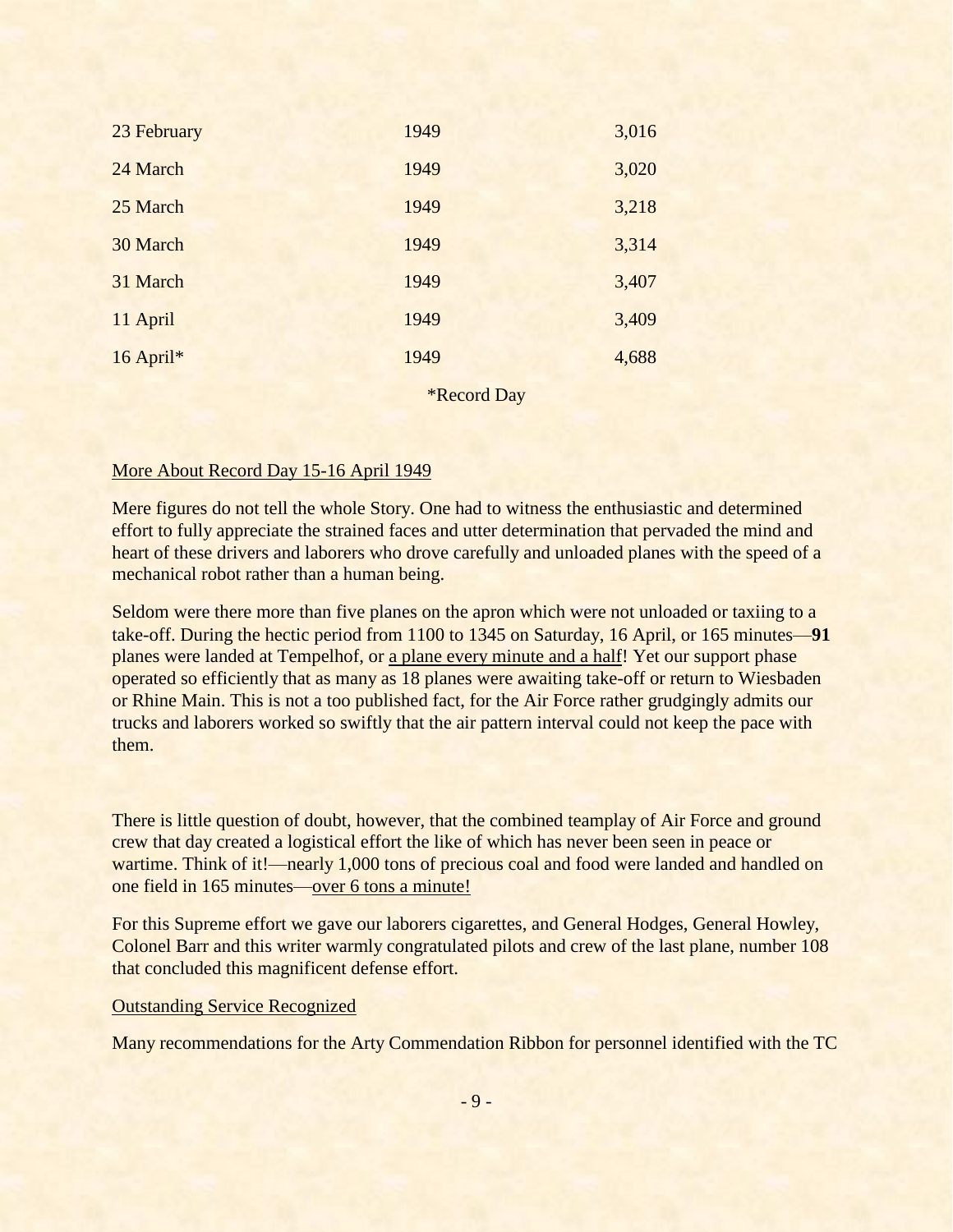| | | |
|---|---|---|
| 23 February | 1949 | 3,016 |
| 24 March | 1949 | 3,020 |
| 25 March | 1949 | 3,218 |
| 30 March | 1949 | 3,314 |
| 31 March | 1949 | 3,407 |
| 11 April | 1949 | 3,409 |
| 16 April* | 1949 | 4,688 |

*Record Day

<u>More About Record Day 15-16 April 1949</u>

Mere figures do not tell the whole Story. One had to witness the enthusiastic and determined effort to fully appreciate the strained faces and utter determination that pervaded the mind and heart of these drivers and laborers who drove carefully and unloaded planes with the speed of a mechanical robot rather than a human being.

Seldom were there more than five planes on the apron which were not unloaded or taxiing to a take-off. During the hectic period from 1100 to 1345 on Saturday, 16 April, or 165 minutes—**91** planes were landed at Tempelhof, or <u>a plane every minute and a half</u>! Yet our support phase operated so efficiently that as many as 18 planes were awaiting take-off or return to Wiesbaden or Rhine Main. This is not a too published fact, for the Air Force rather grudgingly admits our trucks and laborers worked so swiftly that the air pattern interval could not keep the pace with them.

There is little question of doubt, however, that the combined teamplay of Air Force and ground crew that day created a logistical effort the like of which has never been seen in peace or wartime. Think of it!—nearly 1,000 tons of precious coal and food were landed and handled on one field in 165 minutes—<u>over 6 tons a minute!</u>

For this Supreme effort we gave our laborers cigarettes, and General Hodges, General Howley, Colonel Barr and this writer warmly congratulated pilots and crew of the last plane, number 108 that concluded this magnificent defense effort.

<u>Outstanding Service Recognized</u>

Many recommendations for the Arty Commendation Ribbon for personnel identified with the TC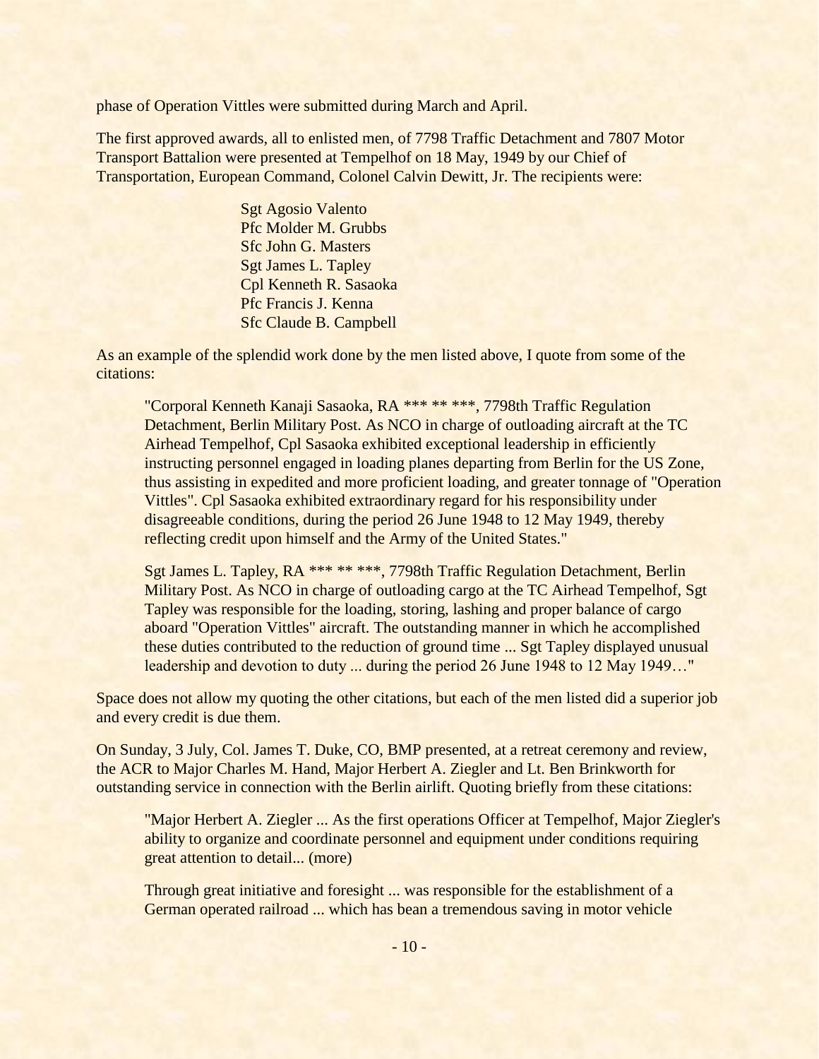phase of Operation Vittles were submitted during March and April.

The first approved awards, all to enlisted men, of 7798 Traffic Detachment and 7807 Motor Transport Battalion were presented at Tempelhof on 18 May, 1949 by our Chief of Transportation, European Command, Colonel Calvin Dewitt, Jr. The recipients were:

Sgt Agosio Valento  
Pfc Molder M. Grubbs  
Sfc John G. Masters  
Sgt James L. Tapley  
Cpl Kenneth R. Sasaoka  
Pfc Francis J. Kenna  
Sfc Claude B. Campbell

As an example of the splendid work done by the men listed above, I quote from some of the citations:

> "Corporal Kenneth Kanaji Sasaoka, RA *** ** ***, 7798th Traffic Regulation Detachment, Berlin Military Post. As NCO in charge of outloading aircraft at the TC Airhead Tempelhof, Cpl Sasaoka exhibited exceptional leadership in efficiently instructing personnel engaged in loading planes departing from Berlin for the US Zone, thus assisting in expedited and more proficient loading, and greater tonnage of "Operation Vittles". Cpl Sasaoka exhibited extraordinary regard for his responsibility under disagreeable conditions, during the period 26 June 1948 to 12 May 1949, thereby reflecting credit upon himself and the Army of the United States."

> Sgt James L. Tapley, RA *** ** ***, 7798th Traffic Regulation Detachment, Berlin Military Post. As NCO in charge of outloading cargo at the TC Airhead Tempelhof, Sgt Tapley was responsible for the loading, storing, lashing and proper balance of cargo aboard "Operation Vittles" aircraft. The outstanding manner in which he accomplished these duties contributed to the reduction of ground time ... Sgt Tapley displayed unusual leadership and devotion to duty ... during the period 26 June 1948 to 12 May 1949…"

Space does not allow my quoting the other citations, but each of the men listed did a superior job and every credit is due them.

On Sunday, 3 July, Col. James T. Duke, CO, BMP presented, at a retreat ceremony and review, the ACR to Major Charles M. Hand, Major Herbert A. Ziegler and Lt. Ben Brinkworth for outstanding service in connection with the Berlin airlift. Quoting briefly from these citations:

> "Major Herbert A. Ziegler ... As the first operations Officer at Tempelhof, Major Ziegler's ability to organize and coordinate personnel and equipment under conditions requiring great attention to detail... (more)

> Through great initiative and foresight ... was responsible for the establishment of a German operated railroad ... which has bean a tremendous saving in motor vehicle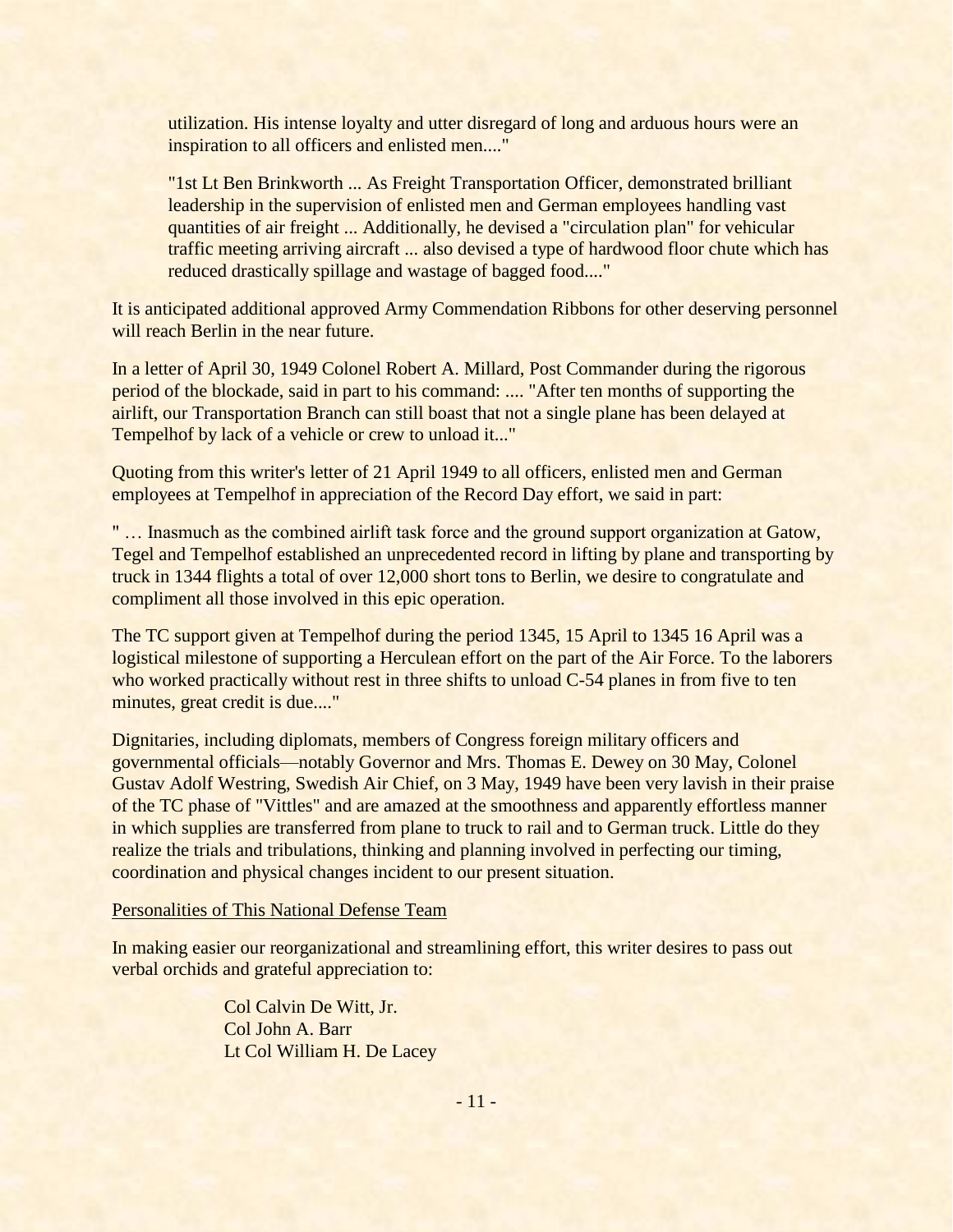> utilization. His intense loyalty and utter disregard of long and arduous hours were an inspiration to all officers and enlisted men...."
>
> "1st Lt Ben Brinkworth ... As Freight Transportation Officer, demonstrated brilliant leadership in the supervision of enlisted men and German employees handling vast quantities of air freight ... Additionally, he devised a "circulation plan" for vehicular traffic meeting arriving aircraft ... also devised a type of hardwood floor chute which has reduced drastically spillage and wastage of bagged food...."

It is anticipated additional approved Army Commendation Ribbons for other deserving personnel will reach Berlin in the near future.

In a letter of April 30, 1949 Colonel Robert A. Millard, Post Commander during the rigorous period of the blockade, said in part to his command: .... "After ten months of supporting the airlift, our Transportation Branch can still boast that not a single plane has been delayed at Tempelhof by lack of a vehicle or crew to unload it..."

Quoting from this writer's letter of 21 April 1949 to all officers, enlisted men and German employees at Tempelhof in appreciation of the Record Day effort, we said in part:

" … Inasmuch as the combined airlift task force and the ground support organization at Gatow, Tegel and Tempelhof established an unprecedented record in lifting by plane and transporting by truck in 1344 flights a total of over 12,000 short tons to Berlin, we desire to congratulate and compliment all those involved in this epic operation.

The TC support given at Tempelhof during the period 1345, 15 April to 1345 16 April was a logistical milestone of supporting a Herculean effort on the part of the Air Force. To the laborers who worked practically without rest in three shifts to unload C-54 planes in from five to ten minutes, great credit is due...."

Dignitaries, including diplomats, members of Congress foreign military officers and governmental officials—notably Governor and Mrs. Thomas E. Dewey on 30 May, Colonel Gustav Adolf Westring, Swedish Air Chief, on 3 May, 1949 have been very lavish in their praise of the TC phase of "Vittles" and are amazed at the smoothness and apparently effortless manner in which supplies are transferred from plane to truck to rail and to German truck. Little do they realize the trials and tribulations, thinking and planning involved in perfecting our timing, coordination and physical changes incident to our present situation.

Personalities of This National Defense Team

In making easier our reorganizational and streamlining effort, this writer desires to pass out verbal orchids and grateful appreciation to:

Col Calvin De Witt, Jr.
Col John A. Barr
Lt Col William H. De Lacey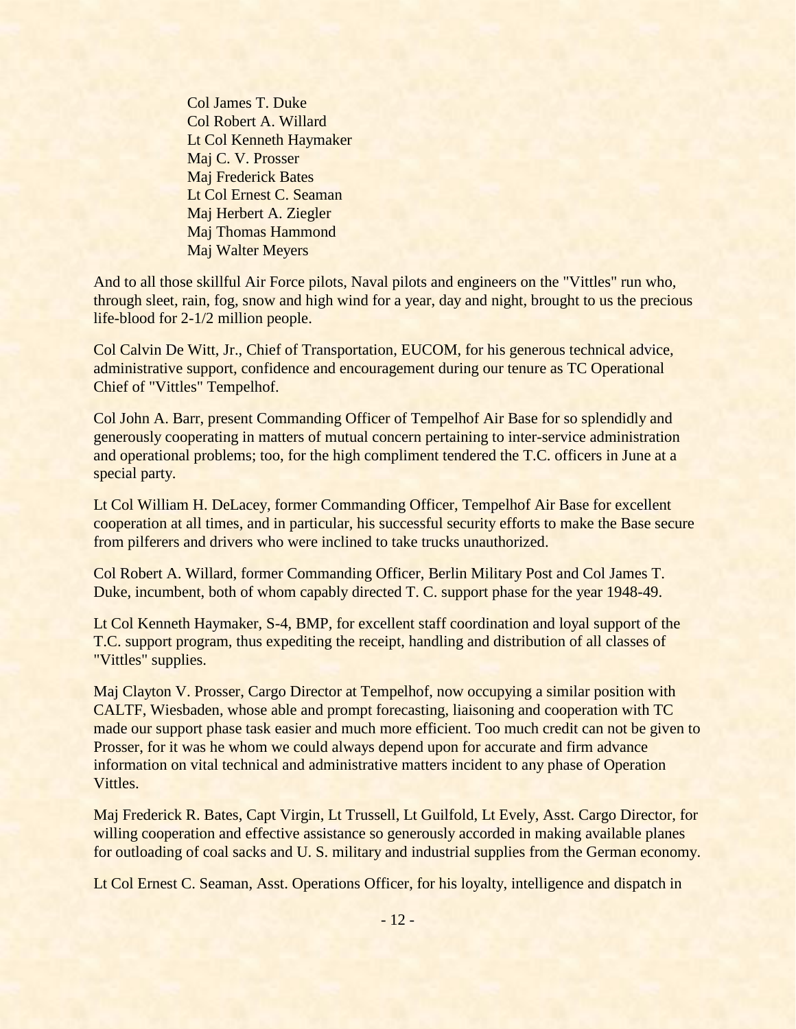Col James T. Duke
Col Robert A. Willard
Lt Col Kenneth Haymaker
Maj C. V. Prosser
Maj Frederick Bates
Lt Col Ernest C. Seaman
Maj Herbert A. Ziegler
Maj Thomas Hammond
Maj Walter Meyers

And to all those skillful Air Force pilots, Naval pilots and engineers on the "Vittles" run who, through sleet, rain, fog, snow and high wind for a year, day and night, brought to us the precious life-blood for 2-1/2 million people.

Col Calvin De Witt, Jr., Chief of Transportation, EUCOM, for his generous technical advice, administrative support, confidence and encouragement during our tenure as TC Operational Chief of "Vittles" Tempelhof.

Col John A. Barr, present Commanding Officer of Tempelhof Air Base for so splendidly and generously cooperating in matters of mutual concern pertaining to inter-service administration and operational problems; too, for the high compliment tendered the T.C. officers in June at a special party.

Lt Col William H. DeLacey, former Commanding Officer, Tempelhof Air Base for excellent cooperation at all times, and in particular, his successful security efforts to make the Base secure from pilferers and drivers who were inclined to take trucks unauthorized.

Col Robert A. Willard, former Commanding Officer, Berlin Military Post and Col James T. Duke, incumbent, both of whom capably directed T. C. support phase for the year 1948-49.

Lt Col Kenneth Haymaker, S-4, BMP, for excellent staff coordination and loyal support of the T.C. support program, thus expediting the receipt, handling and distribution of all classes of "Vittles" supplies.

Maj Clayton V. Prosser, Cargo Director at Tempelhof, now occupying a similar position with CALTF, Wiesbaden, whose able and prompt forecasting, liaisoning and cooperation with TC made our support phase task easier and much more efficient. Too much credit can not be given to Prosser, for it was he whom we could always depend upon for accurate and firm advance information on vital technical and administrative matters incident to any phase of Operation Vittles.

Maj Frederick R. Bates, Capt Virgin, Lt Trussell, Lt Guilfold, Lt Evely, Asst. Cargo Director, for willing cooperation and effective assistance so generously accorded in making available planes for outloading of coal sacks and U. S. military and industrial supplies from the German economy.

Lt Col Ernest C. Seaman, Asst. Operations Officer, for his loyalty, intelligence and dispatch in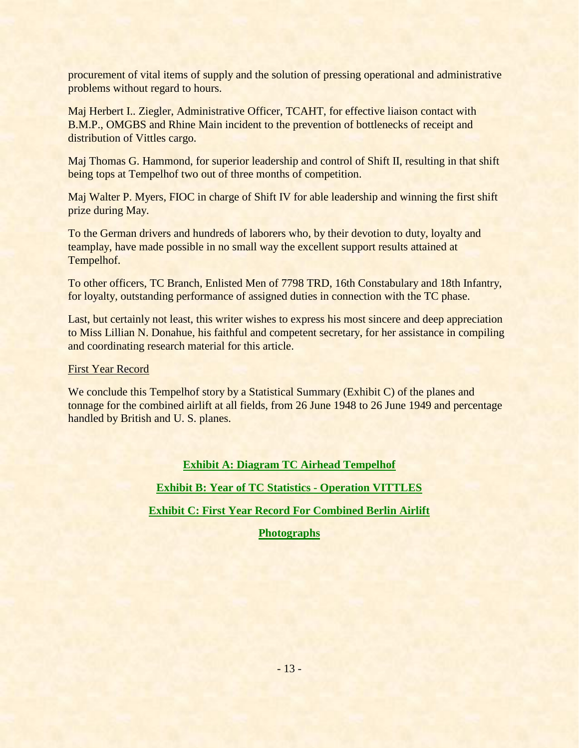procurement of vital items of supply and the solution of pressing operational and administrative problems without regard to hours.

Maj Herbert I.. Ziegler, Administrative Officer, TCAHT, for effective liaison contact with B.M.P., OMGBS and Rhine Main incident to the prevention of bottlenecks of receipt and distribution of Vittles cargo.

Maj Thomas G. Hammond, for superior leadership and control of Shift II, resulting in that shift being tops at Tempelhof two out of three months of competition.

Maj Walter P. Myers, FIOC in charge of Shift IV for able leadership and winning the first shift prize during May.

To the German drivers and hundreds of laborers who, by their devotion to duty, loyalty and teamplay, have made possible in no small way the excellent support results attained at Tempelhof.

To other officers, TC Branch, Enlisted Men of 7798 TRD, 16th Constabulary and 18th Infantry, for loyalty, outstanding performance of assigned duties in connection with the TC phase.

Last, but certainly not least, this writer wishes to express his most sincere and deep appreciation to Miss Lillian N. Donahue, his faithful and competent secretary, for her assistance in compiling and coordinating research material for this article.

First Year Record

We conclude this Tempelhof story by a Statistical Summary (Exhibit C) of the planes and tonnage for the combined airlift at all fields, from 26 June 1948 to 26 June 1949 and percentage handled by British and U. S. planes.

**Exhibit A: Diagram TC Airhead Tempelhof**

**Exhibit B: Year of TC Statistics - Operation VITTLES**

**Exhibit C: First Year Record For Combined Berlin Airlift**

**Photographs**